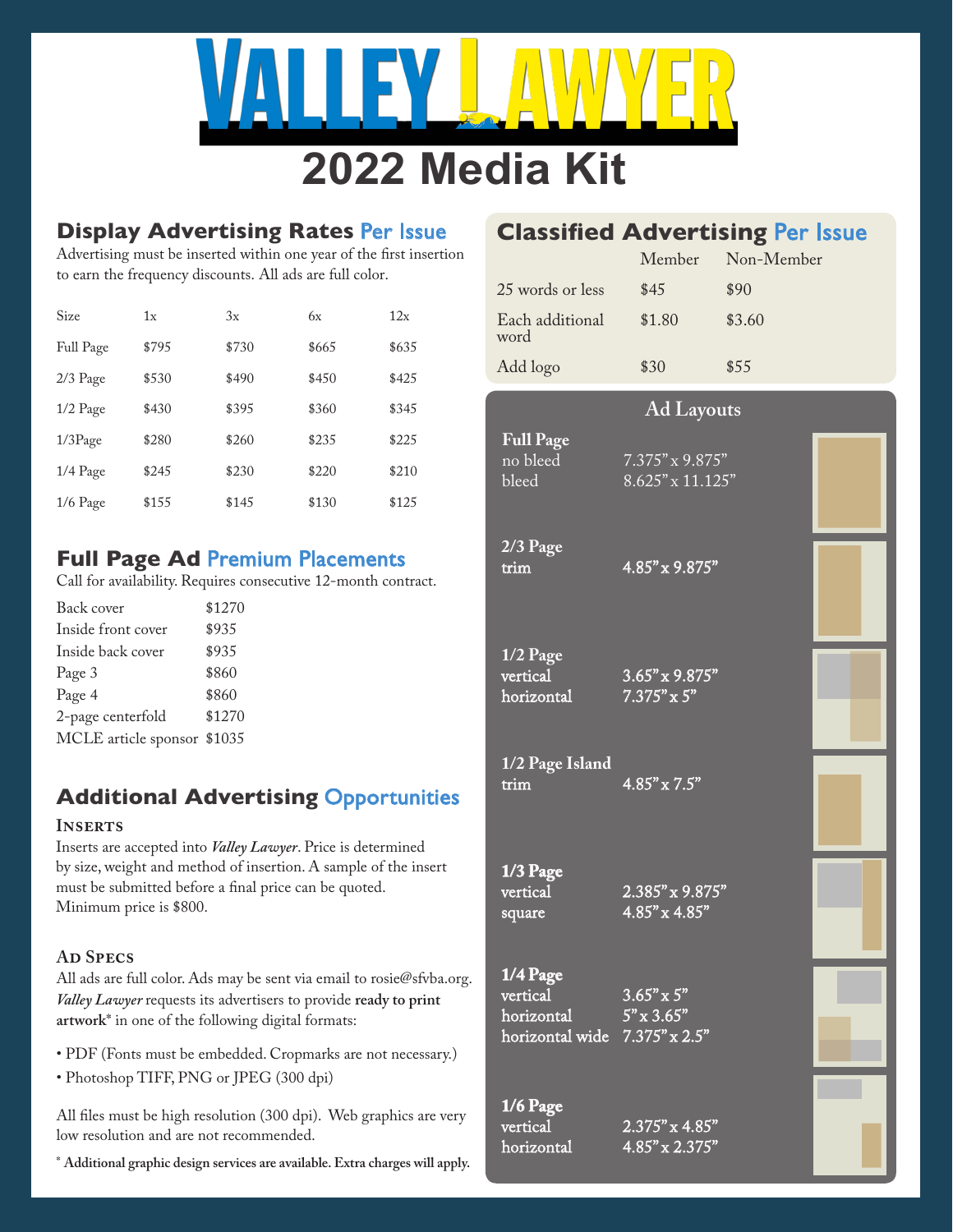# Valley Lawyer

# 2022 Media Kit

## Display Advertising Rates Per Issue

Advertising must be inserted within one year of the first insertion to earn the frequency discounts. All ads are full color.

| Size | 1x | 3x | 6x | 12x |
|---|---|---|---|---|
| Full Page | $795 | $730 | $665 | $635 |
| 2/3 Page | $530 | $490 | $450 | $425 |
| 1/2 Page | $430 | $395 | $360 | $345 |
| 1/3Page | $280 | $260 | $235 | $225 |
| 1/4 Page | $245 | $230 | $220 | $210 |
| 1/6 Page | $155 | $145 | $130 | $125 |

## Full Page Ad Premium Placements

Call for availability. Requires consecutive 12-month contract.

| | |
|---|---|
| Back cover | $1270 |
| Inside front cover | $935 |
| Inside back cover | $935 |
| Page 3 | $860 |
| Page 4 | $860 |
| 2-page centerfold | $1270 |
| MCLE article sponsor | $1035 |

## Additional Advertising Opportunities

### Inserts

Inserts are accepted into *Valley Lawyer*. Price is determined by size, weight and method of insertion. A sample of the insert must be submitted before a final price can be quoted. Minimum price is $800.

### Ad Specs

All ads are full color. Ads may be sent via email to rosie@sfvba.org. *Valley Lawyer* requests its advertisers to provide **ready to print artwork*** in one of the following digital formats:

- PDF (Fonts must be embedded. Cropmarks are not necessary.)
- Photoshop TIFF, PNG or JPEG (300 dpi)

All files must be high resolution (300 dpi). Web graphics are very low resolution and are not recommended.

**\* Additional graphic design services are available. Extra charges will apply.**

## Classified Advertising Per Issue

| | Member | Non-Member |
|---|---|---|
| 25 words or less | $45 | $90 |
| Each additional word | $1.80 | $3.60 |
| Add logo | $30 | $55 |

## Ad Layouts

| Size | Type | Dimensions |
|---|---|---|
| **Full Page** | no bleed | 7.375" x 9.875" |
| | bleed | 8.625" x 11.125" |
| **2/3 Page** | trim | 4.85" x 9.875" |
| **1/2 Page** | vertical | 3.65" x 9.875" |
| | horizontal | 7.375" x 5" |
| **1/2 Page Island** | trim | 4.85" x 7.5" |
| **1/3 Page** | vertical | 2.385" x 9.875" |
| | square | 4.85" x 4.85" |
| **1/4 Page** | vertical | 3.65" x 5" |
| | horizontal | 5" x 3.65" |
| | horizontal wide | 7.375" x 2.5" |
| **1/6 Page** | vertical | 2.375" x 4.85" |
| | horizontal | 4.85" x 2.375" |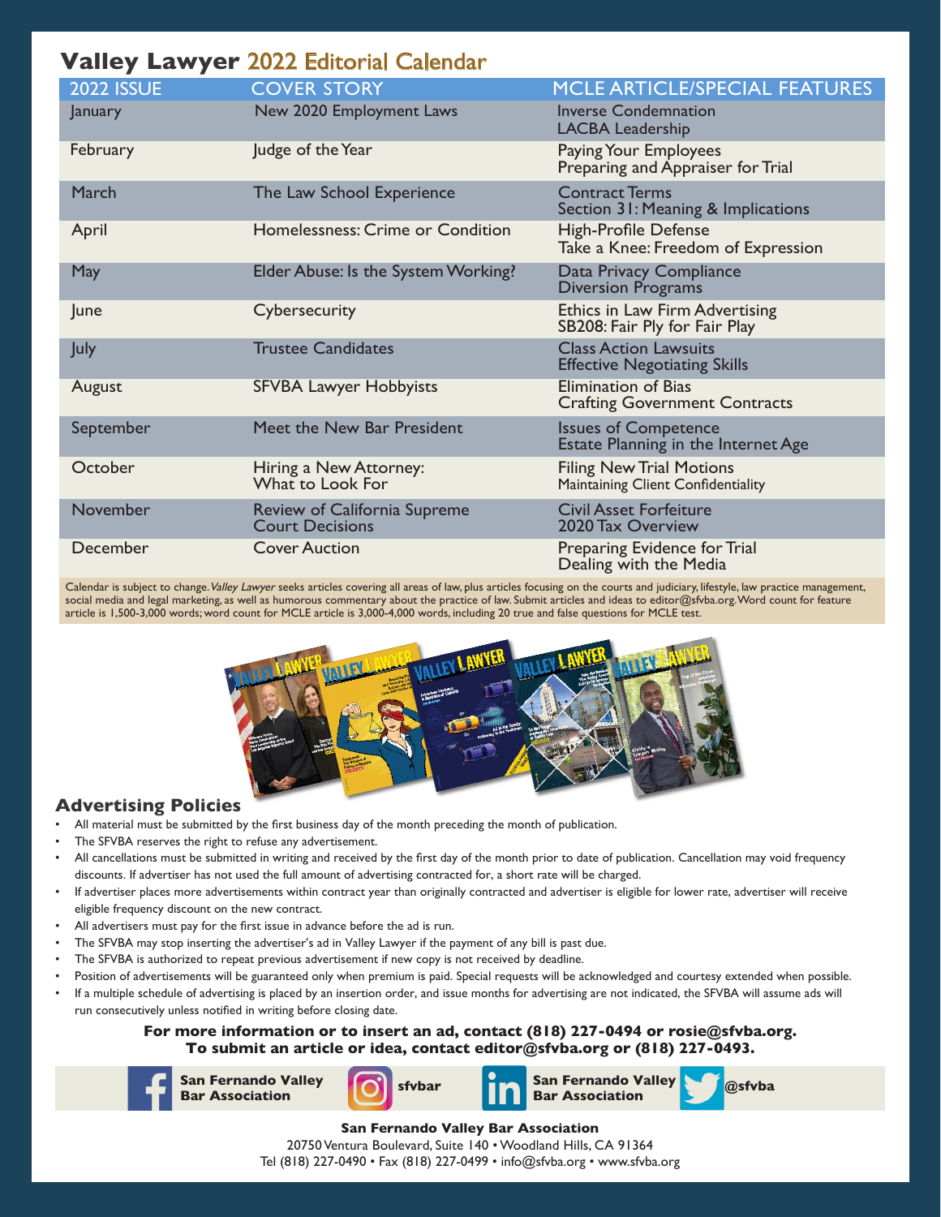# Valley Lawyer 2022 Editorial Calendar

| 2022 ISSUE | COVER STORY | MCLE ARTICLE/SPECIAL FEATURES |
|---|---|---|
| January | New 2020 Employment Laws | Inverse Condemnation<br>LACBA Leadership |
| February | Judge of the Year | Paying Your Employees<br>Preparing and Appraiser for Trial |
| March | The Law School Experience | Contract Terms<br>Section 31: Meaning & Implications |
| April | Homelessness: Crime or Condition | High-Profile Defense<br>Take a Knee: Freedom of Expression |
| May | Elder Abuse: Is the System Working? | Data Privacy Compliance<br>Diversion Programs |
| June | Cybersecurity | Ethics in Law Firm Advertising<br>SB208: Fair Ply for Fair Play |
| July | Trustee Candidates | Class Action Lawsuits<br>Effective Negotiating Skills |
| August | SFVBA Lawyer Hobbyists | Elimination of Bias<br>Crafting Government Contracts |
| September | Meet the New Bar President | Issues of Competence<br>Estate Planning in the Internet Age |
| October | Hiring a New Attorney: What to Look For | Filing New Trial Motions<br>Maintaining Client Confidentiality |
| November | Review of California Supreme Court Decisions | Civil Asset Forfeiture<br>2020 Tax Overview |
| December | Cover Auction | Preparing Evidence for Trial<br>Dealing with the Media |

Calendar is subject to change. *Valley Lawyer* seeks articles covering all areas of law, plus articles focusing on the courts and judiciary, lifestyle, law practice management, social media and legal marketing, as well as humorous commentary about the practice of law. Submit articles and ideas to editor@sfvba.org. Word count for feature article is 1,500-3,000 words; word count for MCLE article is 3,000-4,000 words, including 20 true and false questions for MCLE test.

## Advertising Policies

- All material must be submitted by the first business day of the month preceding the month of publication.
- The SFVBA reserves the right to refuse any advertisement.
- All cancellations must be submitted in writing and received by the first day of the month prior to date of publication. Cancellation may void frequency discounts. If advertiser has not used the full amount of advertising contracted for, a short rate will be charged.
- If advertiser places more advertisements within contract year than originally contracted and advertiser is eligible for lower rate, advertiser will receive eligible frequency discount on the new contract.
- All advertisers must pay for the first issue in advance before the ad is run.
- The SFVBA may stop inserting the advertiser's ad in Valley Lawyer if the payment of any bill is past due.
- The SFVBA is authorized to repeat previous advertisement if new copy is not received by deadline.
- Position of advertisements will be guaranteed only when premium is paid. Special requests will be acknowledged and courtesy extended when possible.
- If a multiple schedule of advertising is placed by an insertion order, and issue months for advertising are not indicated, the SFVBA will assume ads will run consecutively unless notified in writing before closing date.

**For more information or to insert an ad, contact (818) 227-0494 or rosie@sfvba.org.**
**To submit an article or idea, contact editor@sfvba.org or (818) 227-0493.**

**San Fernando Valley Bar Association** | **sfvbar** | **San Fernando Valley Bar Association** | **@sfvba**

**San Fernando Valley Bar Association**
20750 Ventura Boulevard, Suite 140 • Woodland Hills, CA 91364
Tel (818) 227-0490 • Fax (818) 227-0499 • info@sfvba.org • www.sfvba.org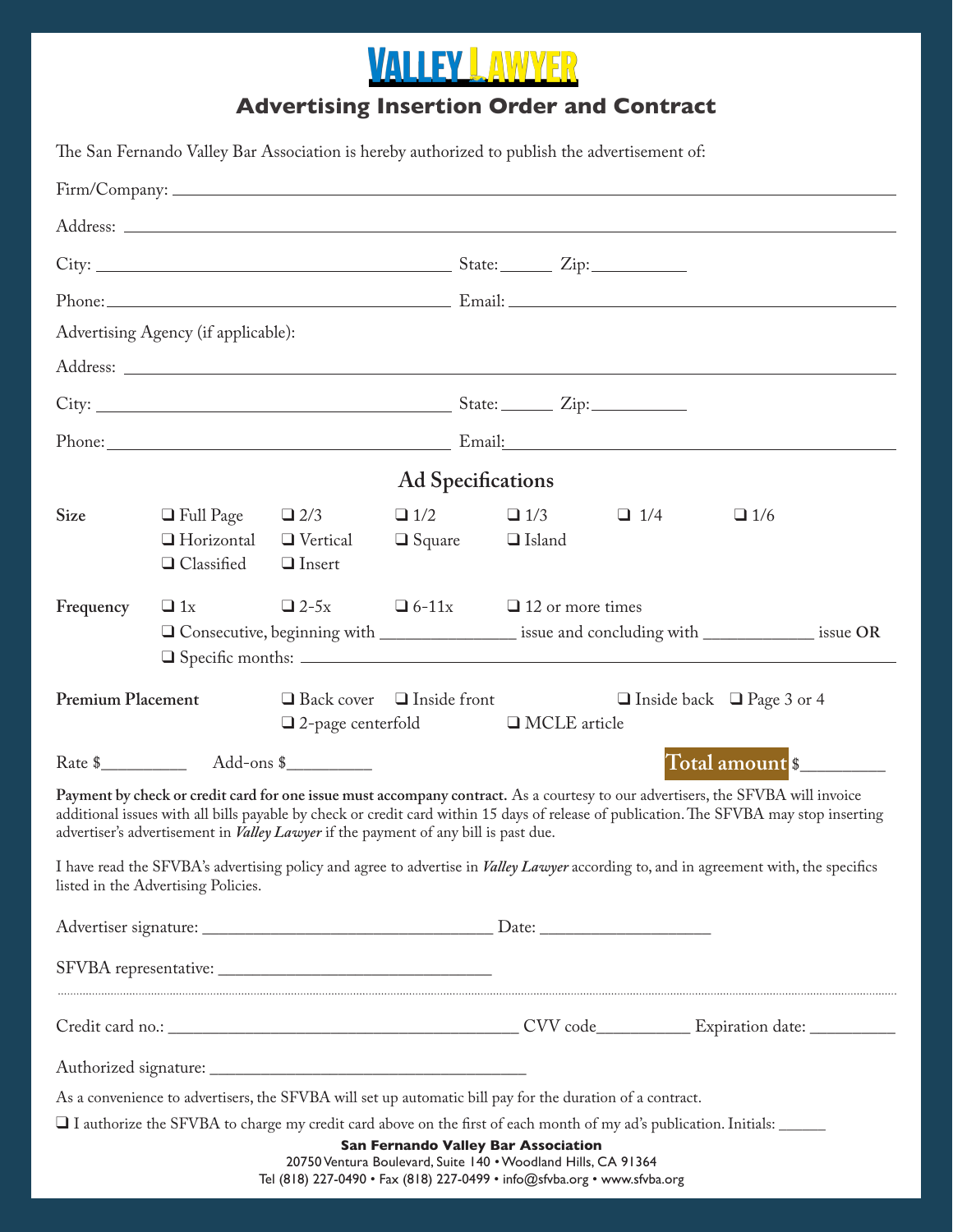# VALLEY LAWYER

## Advertising Insertion Order and Contract

The San Fernando Valley Bar Association is hereby authorized to publish the advertisement of:

Firm/Company: ______________________________

Address: ______________________________

City: ______________________________ State: ______ Zip: __________

Phone: ______________________________ Email: ______________________________

Advertising Agency (if applicable):

Address: ______________________________

City: ______________________________ State: ______ Zip: __________

Phone: ______________________________ Email: ______________________________

### Ad Specifications

**Size**
- ❑ Full Page ❑ 2/3 ❑ 1/2 ❑ 1/3 ❑ 1/4 ❑ 1/6
- ❑ Horizontal ❑ Vertical ❑ Square ❑ Island
- ❑ Classified ❑ Insert

**Frequency**
- ❑ 1x ❑ 2-5x ❑ 6-11x ❑ 12 or more times
- ❑ Consecutive, beginning with ______________ issue and concluding with ____________ issue **OR**
- ❑ Specific months: ______________________________

**Premium Placement**
- ❑ Back cover ❑ Inside front ❑ Inside back ❑ Page 3 or 4
- ❑ 2-page centerfold ❑ MCLE article

Rate $__________ Add-ons $__________ **Total amount** $__________

**Payment by check or credit card for one issue must accompany contract.** As a courtesy to our advertisers, the SFVBA will invoice additional issues with all bills payable by check or credit card within 15 days of release of publication. The SFVBA may stop inserting advertiser's advertisement in ***Valley Lawyer*** if the payment of any bill is past due.

I have read the SFVBA's advertising policy and agree to advertise in ***Valley Lawyer*** according to, and in agreement with, the specifics listed in the Advertising Policies.

Advertiser signature: ________________________________ Date: ___________________

SFVBA representative: ______________________________

---

Credit card no.: ________________________________________ CVV code__________ Expiration date: __________

Authorized signature: ___________________________________

As a convenience to advertisers, the SFVBA will set up automatic bill pay for the duration of a contract.

❑ I authorize the SFVBA to charge my credit card above on the first of each month of my ad's publication. Initials: ______

**San Fernando Valley Bar Association**
20750 Ventura Boulevard, Suite 140 • Woodland Hills, CA 91364
Tel (818) 227-0490 • Fax (818) 227-0499 • info@sfvba.org • www.sfvba.org